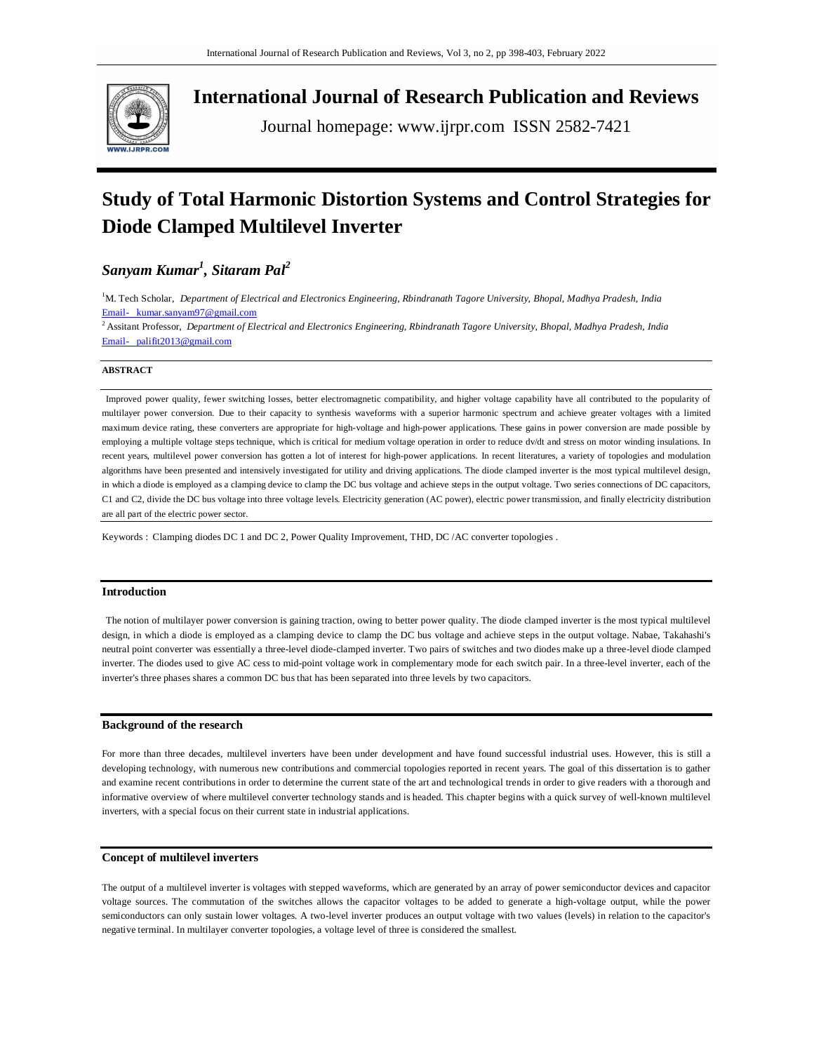# International Journal of Research Publication and Reviews

Journal homepage: www.ijrpr.com ISSN 2582-7421

# Study of Total Harmonic Distortion Systems and Control Strategies for Diode Clamped Multilevel Inverter

***Sanyam Kumar[1], Sitaram Pal[2]***

[1]M. Tech Scholar, *Department of Electrical and Electronics Engineering, Rbindranath Tagore University, Bhopal, Madhya Pradesh, India*
Email- kumar.sanyam97@gmail.com

[2] Assitant Professor, *Department of Electrical and Electronics Engineering, Rbindranath Tagore University, Bhopal, Madhya Pradesh, India*
Email- palifit2013@gmail.com

**ABSTRACT**

Improved power quality, fewer switching losses, better electromagnetic compatibility, and higher voltage capability have all contributed to the popularity of multilayer power conversion. Due to their capacity to synthesis waveforms with a superior harmonic spectrum and achieve greater voltages with a limited maximum device rating, these converters are appropriate for high-voltage and high-power applications. These gains in power conversion are made possible by employing a multiple voltage steps technique, which is critical for medium voltage operation in order to reduce dv/dt and stress on motor winding insulations. In recent years, multilevel power conversion has gotten a lot of interest for high-power applications. In recent literatures, a variety of topologies and modulation algorithms have been presented and intensively investigated for utility and driving applications. The diode clamped inverter is the most typical multilevel design, in which a diode is employed as a clamping device to clamp the DC bus voltage and achieve steps in the output voltage. Two series connections of DC capacitors, C1 and C2, divide the DC bus voltage into three voltage levels. Electricity generation (AC power), electric power transmission, and finally electricity distribution are all part of the electric power sector.

Keywords : Clamping diodes DC 1 and DC 2, Power Quality Improvement, THD, DC /AC converter topologies .

## Introduction

The notion of multilayer power conversion is gaining traction, owing to better power quality. The diode clamped inverter is the most typical multilevel design, in which a diode is employed as a clamping device to clamp the DC bus voltage and achieve steps in the output voltage. Nabae, Takahashi's neutral point converter was essentially a three-level diode-clamped inverter. Two pairs of switches and two diodes make up a three-level diode clamped inverter. The diodes used to give AC cess to mid-point voltage work in complementary mode for each switch pair. In a three-level inverter, each of the inverter's three phases shares a common DC bus that has been separated into three levels by two capacitors.

## Background of the research

For more than three decades, multilevel inverters have been under development and have found successful industrial uses. However, this is still a developing technology, with numerous new contributions and commercial topologies reported in recent years. The goal of this dissertation is to gather and examine recent contributions in order to determine the current state of the art and technological trends in order to give readers with a thorough and informative overview of where multilevel converter technology stands and is headed. This chapter begins with a quick survey of well-known multilevel inverters, with a special focus on their current state in industrial applications.

## Concept of multilevel inverters

The output of a multilevel inverter is voltages with stepped waveforms, which are generated by an array of power semiconductor devices and capacitor voltage sources. The commutation of the switches allows the capacitor voltages to be added to generate a high-voltage output, while the power semiconductors can only sustain lower voltages. A two-level inverter produces an output voltage with two values (levels) in relation to the capacitor's negative terminal. In multilayer converter topologies, a voltage level of three is considered the smallest.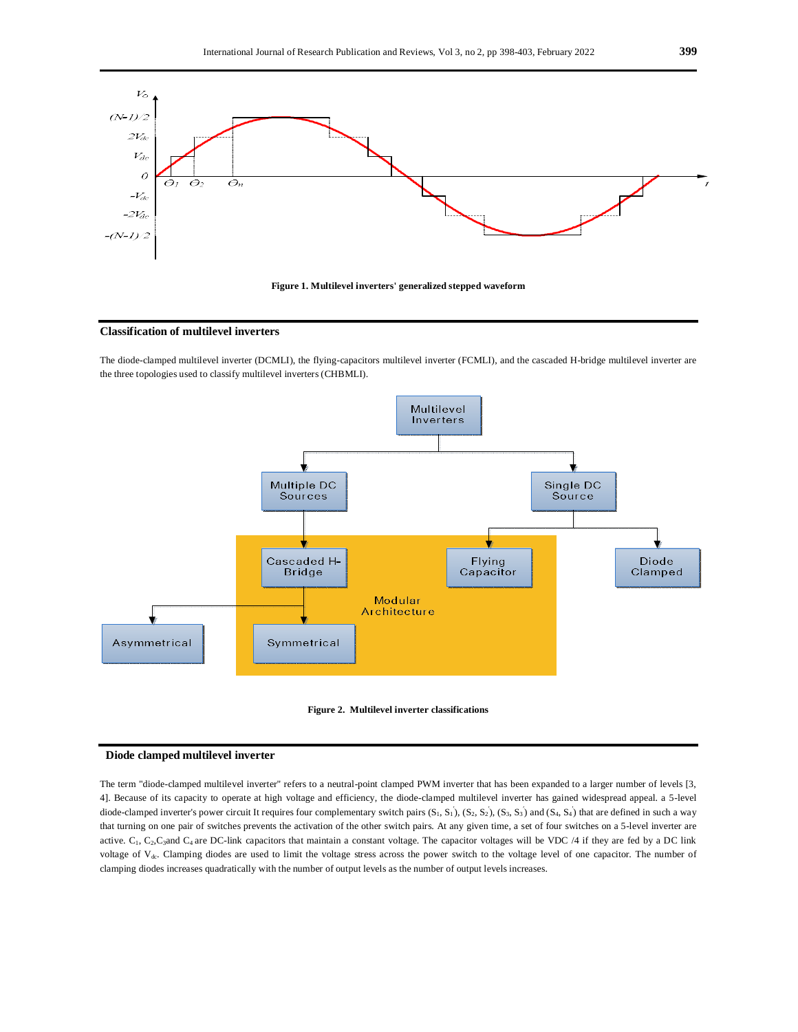Figure 1. Multilevel inverters' generalized stepped waveform

## Classification of multilevel inverters

The diode-clamped multilevel inverter (DCMLI), the flying-capacitors multilevel inverter (FCMLI), and the cascaded H-bridge multilevel inverter are the three topologies used to classify multilevel inverters (CHBMLI).

Figure 2. Multilevel inverter classifications

## Diode clamped multilevel inverter

The term "diode-clamped multilevel inverter" refers to a neutral-point clamped PWM inverter that has been expanded to a larger number of levels [3, 4]. Because of its capacity to operate at high voltage and efficiency, the diode-clamped multilevel inverter has gained widespread appeal. a 5-level diode-clamped inverter's power circuit It requires four complementary switch pairs ($S_1$, $S_1'$), ($S_2$, $S_2'$), ($S_3$, $S_3'$) and ($S_4$, $S_4'$) that are defined in such a way that turning on one pair of switches prevents the activation of the other switch pairs. At any given time, a set of four switches on a 5-level inverter are active. $C_1$, $C_2$,$C_3$and $C_4$ are DC-link capacitors that maintain a constant voltage. The capacitor voltages will be VDC /4 if they are fed by a DC link voltage of $V_{dc}$. Clamping diodes are used to limit the voltage stress across the power switch to the voltage level of one capacitor. The number of clamping diodes increases quadratically with the number of output levels as the number of output levels increases.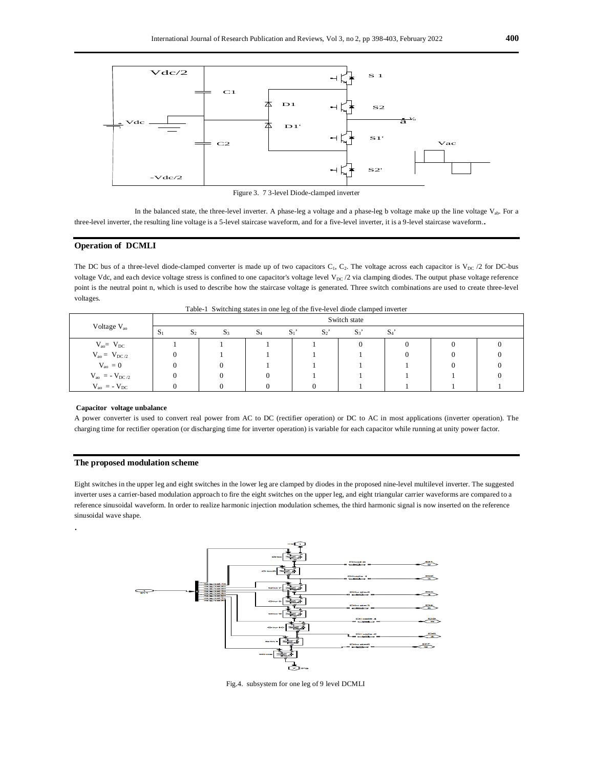Figure 3. 7 3-level Diode-clamped inverter

In the balanced state, the three-level inverter. A phase-leg a voltage and a phase-leg b voltage make up the line voltage $V_{ab}$. For a three-level inverter, the resulting line voltage is a 5-level staircase waveform, and for a five-level inverter, it is a 9-level staircase waveform..

## Operation of DCMLI

The DC bus of a three-level diode-clamped converter is made up of two capacitors $C_1$, $C_2$. The voltage across each capacitor is $V_{DC}$ /2 for DC-bus voltage Vdc, and each device voltage stress is confined to one capacitor's voltage level $V_{DC}$ /2 via clamping diodes. The output phase voltage reference point is the neutral point n, which is used to describe how the staircase voltage is generated. Three switch combinations are used to create three-level voltages.

Table-1 Switching states in one leg of the five-level diode clamped inverter

| Voltage $V_{ao}$ | Switch state | | | | | | | |
|---|---|---|---|---|---|---|---|---|
| | $S_1$ | $S_2$ | $S_3$ | $S_4$ | $S_1'$ | $S_2'$ | $S_3'$ | $S_4'$ |
| $V_{ao} = V_{DC}$ | 1 | 1 | 1 | 1 | 0 | 0 | 0 | 0 |
| $V_{ao} = V_{DC/2}$ | 0 | 1 | 1 | 1 | 1 | 0 | 0 | 0 |
| $V_{ao} = 0$ | 0 | 0 | 1 | 1 | 1 | 1 | 0 | 0 |
| $V_{ao} = -V_{DC/2}$ | 0 | 0 | 0 | 1 | 1 | 1 | 1 | 0 |
| $V_{ao} = -V_{DC}$ | 0 | 0 | 0 | 0 | 1 | 1 | 1 | 1 |

**Capacitor voltage unbalance**

A power converter is used to convert real power from AC to DC (rectifier operation) or DC to AC in most applications (inverter operation). The charging time for rectifier operation (or discharging time for inverter operation) is variable for each capacitor while running at unity power factor.

## The proposed modulation scheme

Eight switches in the upper leg and eight switches in the lower leg are clamped by diodes in the proposed nine-level multilevel inverter. The suggested inverter uses a carrier-based modulation approach to fire the eight switches on the upper leg, and eight triangular carrier waveforms are compared to a reference sinusoidal waveform. In order to realize harmonic injection modulation schemes, the third harmonic signal is now inserted on the reference sinusoidal wave shape.

.

Fig.4. subsystem for one leg of 9 level DCMLI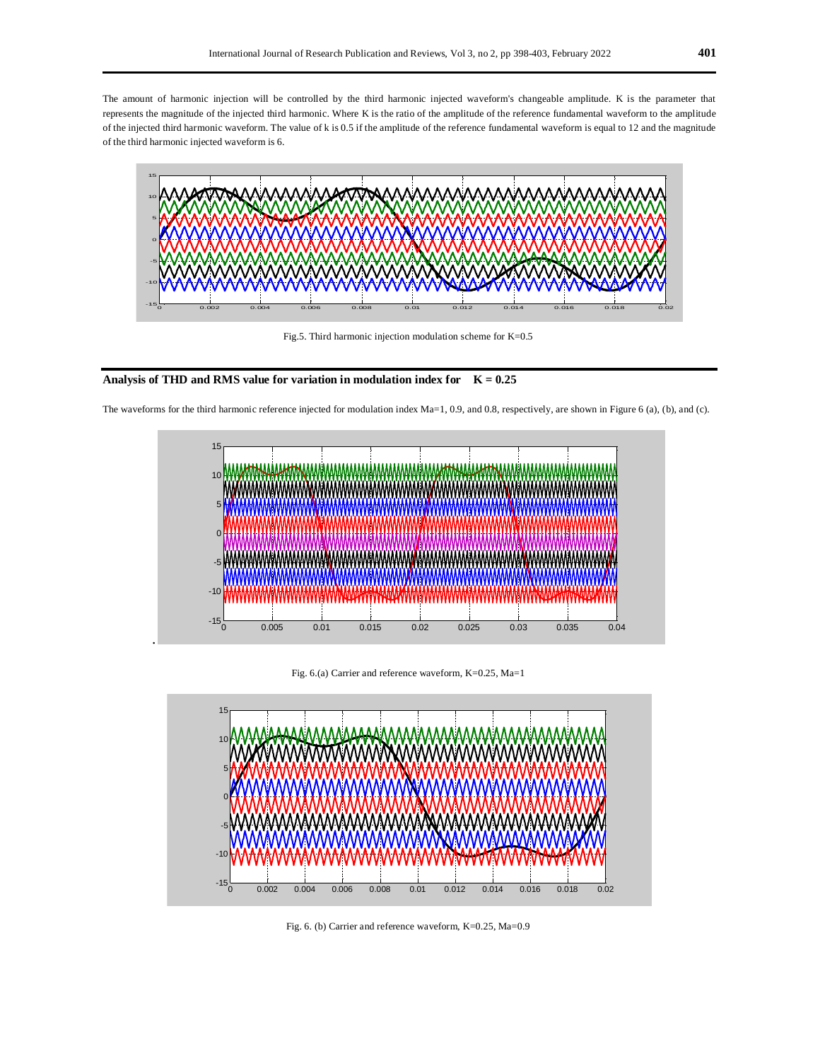The amount of harmonic injection will be controlled by the third harmonic injected waveform's changeable amplitude. K is the parameter that represents the magnitude of the injected third harmonic. Where K is the ratio of the amplitude of the reference fundamental waveform to the amplitude of the injected third harmonic waveform. The value of k is 0.5 if the amplitude of the reference fundamental waveform is equal to 12 and the magnitude of the third harmonic injected waveform is 6.

Fig.5. Third harmonic injection modulation scheme for K=0.5

## Analysis of THD and RMS value for variation in modulation index for K = 0.25

The waveforms for the third harmonic reference injected for modulation index Ma=1, 0.9, and 0.8, respectively, are shown in Figure 6 (a), (b), and (c).

Fig. 6.(a) Carrier and reference waveform, K=0.25, Ma=1

Fig. 6. (b) Carrier and reference waveform, K=0.25, Ma=0.9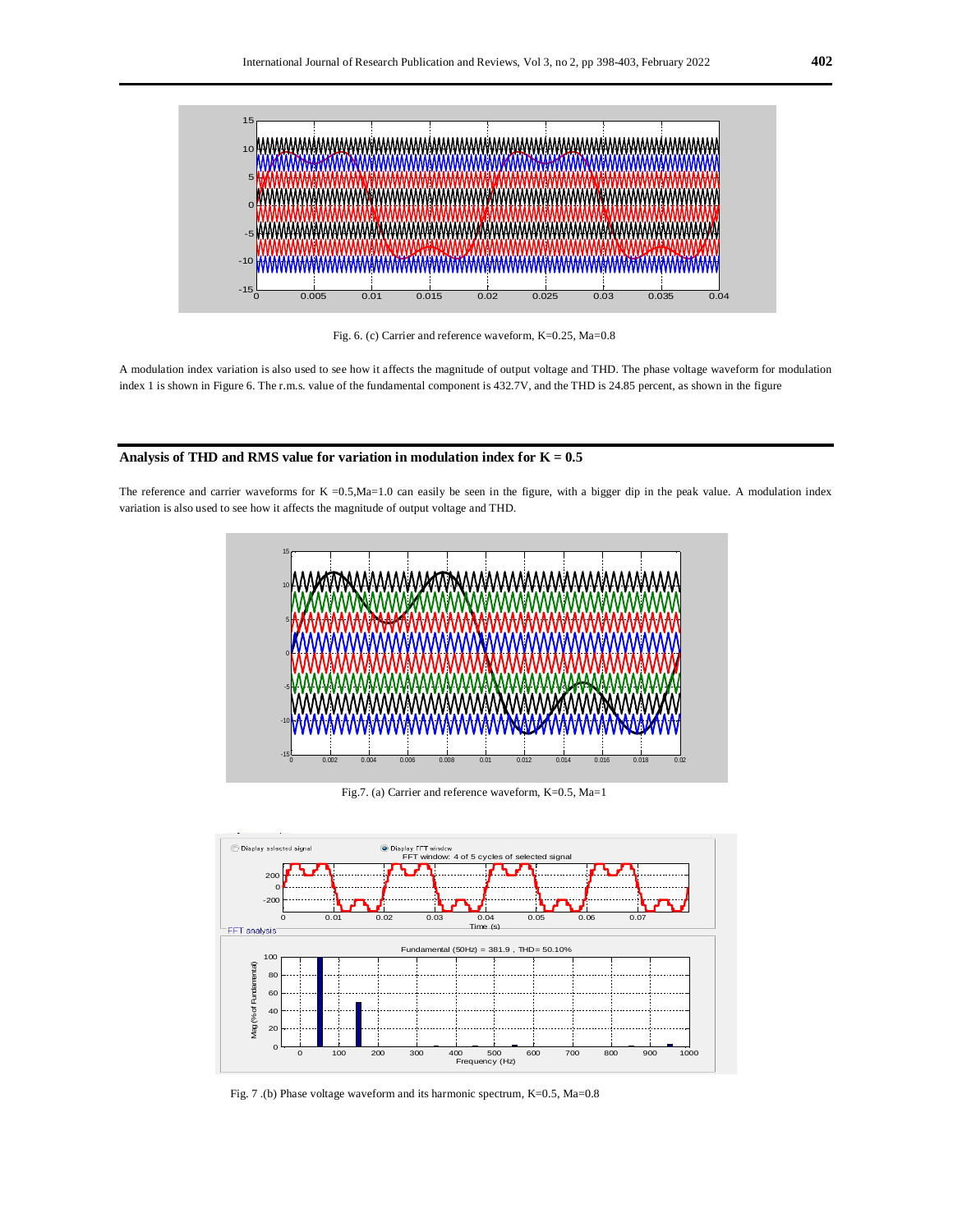Fig. 6. (c) Carrier and reference waveform, K=0.25, Ma=0.8

A modulation index variation is also used to see how it affects the magnitude of output voltage and THD. The phase voltage waveform for modulation index 1 is shown in Figure 6. The r.m.s. value of the fundamental component is 432.7V, and the THD is 24.85 percent, as shown in the figure

## Analysis of THD and RMS value for variation in modulation index for K = 0.5

The reference and carrier waveforms for K =0.5,Ma=1.0 can easily be seen in the figure, with a bigger dip in the peak value. A modulation index variation is also used to see how it affects the magnitude of output voltage and THD.

Fig.7. (a) Carrier and reference waveform, K=0.5, Ma=1

Fig. 7 .(b) Phase voltage waveform and its harmonic spectrum, K=0.5, Ma=0.8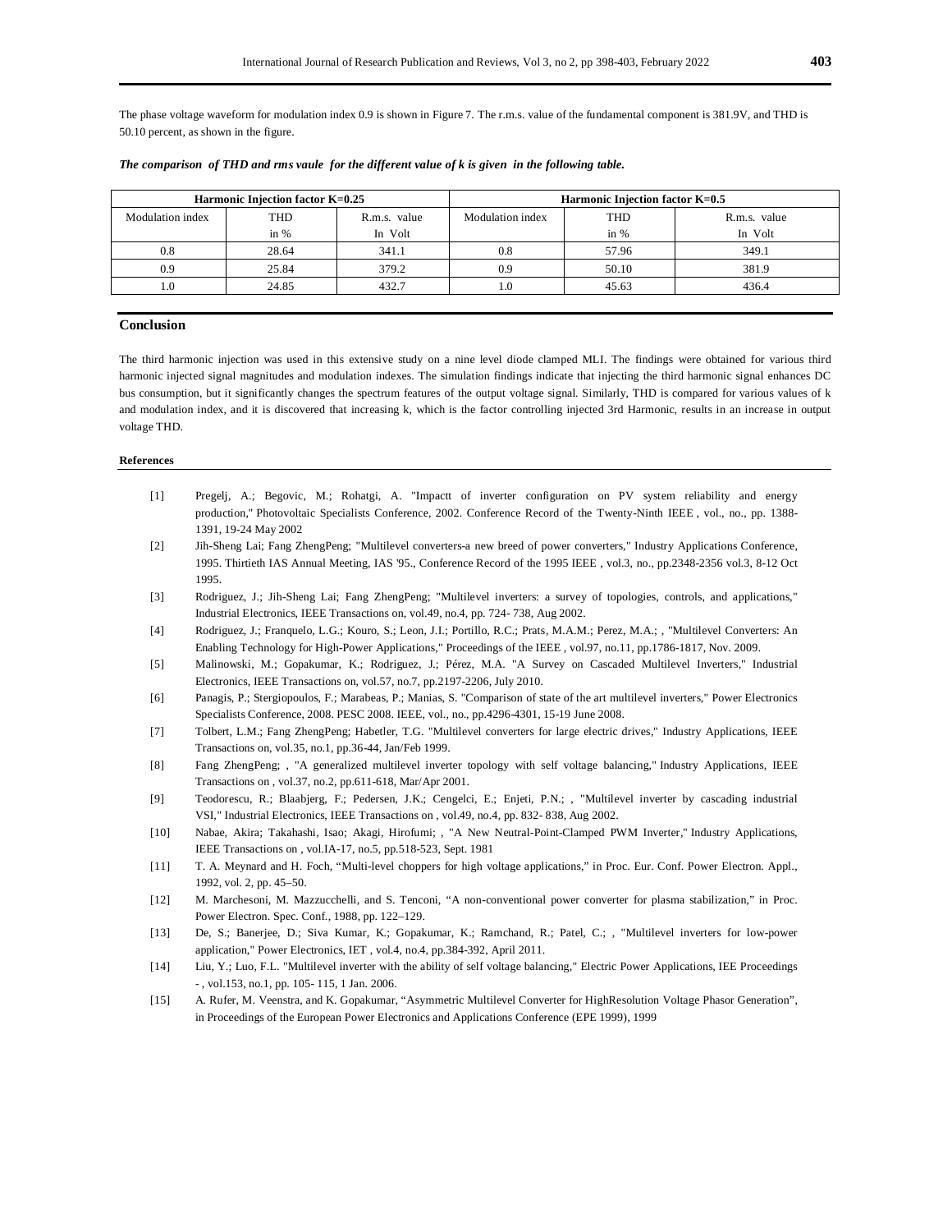The phase voltage waveform for modulation index 0.9 is shown in Figure 7. The r.m.s. value of the fundamental component is 381.9V, and THD is 50.10 percent, as shown in the figure.

***The comparison of THD and rms vaule for the different value of k is given in the following table.***

| Harmonic Injection factor K=0.25 | | | Harmonic Injection factor K=0.5 | | |
|---|---|---|---|---|---|
| Modulation index | THD in % | R.m.s. value In Volt | Modulation index | THD in % | R.m.s. value In Volt |
| 0.8 | 28.64 | 341.1 | 0.8 | 57.96 | 349.1 |
| 0.9 | 25.84 | 379.2 | 0.9 | 50.10 | 381.9 |
| 1.0 | 24.85 | 432.7 | 1.0 | 45.63 | 436.4 |

## Conclusion

The third harmonic injection was used in this extensive study on a nine level diode clamped MLI. The findings were obtained for various third harmonic injected signal magnitudes and modulation indexes. The simulation findings indicate that injecting the third harmonic signal enhances DC bus consumption, but it significantly changes the spectrum features of the output voltage signal. Similarly, THD is compared for various values of k and modulation index, and it is discovered that increasing k, which is the factor controlling injected 3rd Harmonic, results in an increase in output voltage THD.

### References

[1] Pregelj, A.; Begovic, M.; Rohatgi, A. "Impactt of inverter configuration on PV system reliability and energy production," Photovoltaic Specialists Conference, 2002. Conference Record of the Twenty-Ninth IEEE , vol., no., pp. 1388-1391, 19-24 May 2002

[2] Jih-Sheng Lai; Fang ZhengPeng; "Multilevel converters-a new breed of power converters," Industry Applications Conference, 1995. Thirtieth IAS Annual Meeting, IAS '95., Conference Record of the 1995 IEEE , vol.3, no., pp.2348-2356 vol.3, 8-12 Oct 1995.

[3] Rodriguez, J.; Jih-Sheng Lai; Fang ZhengPeng; "Multilevel inverters: a survey of topologies, controls, and applications," Industrial Electronics, IEEE Transactions on, vol.49, no.4, pp. 724- 738, Aug 2002.

[4] Rodriguez, J.; Franquelo, L.G.; Kouro, S.; Leon, J.I.; Portillo, R.C.; Prats, M.A.M.; Perez, M.A.; , "Multilevel Converters: An Enabling Technology for High-Power Applications," Proceedings of the IEEE , vol.97, no.11, pp.1786-1817, Nov. 2009.

[5] Malinowski, M.; Gopakumar, K.; Rodriguez, J.; Pérez, M.A. "A Survey on Cascaded Multilevel Inverters," Industrial Electronics, IEEE Transactions on, vol.57, no.7, pp.2197-2206, July 2010.

[6] Panagis, P.; Stergiopoulos, F.; Marabeas, P.; Manias, S. "Comparison of state of the art multilevel inverters," Power Electronics Specialists Conference, 2008. PESC 2008. IEEE, vol., no., pp.4296-4301, 15-19 June 2008.

[7] Tolbert, L.M.; Fang ZhengPeng; Habetler, T.G. "Multilevel converters for large electric drives," Industry Applications, IEEE Transactions on, vol.35, no.1, pp.36-44, Jan/Feb 1999.

[8] Fang ZhengPeng; , "A generalized multilevel inverter topology with self voltage balancing," Industry Applications, IEEE Transactions on , vol.37, no.2, pp.611-618, Mar/Apr 2001.

[9] Teodorescu, R.; Blaabjerg, F.; Pedersen, J.K.; Cengelci, E.; Enjeti, P.N.; , "Multilevel inverter by cascading industrial VSI," Industrial Electronics, IEEE Transactions on , vol.49, no.4, pp. 832- 838, Aug 2002.

[10] Nabae, Akira; Takahashi, Isao; Akagi, Hirofumi; , "A New Neutral-Point-Clamped PWM Inverter," Industry Applications, IEEE Transactions on , vol.IA-17, no.5, pp.518-523, Sept. 1981

[11] T. A. Meynard and H. Foch, "Multi-level choppers for high voltage applications," in Proc. Eur. Conf. Power Electron. Appl., 1992, vol. 2, pp. 45–50.

[12] M. Marchesoni, M. Mazzucchelli, and S. Tenconi, "A non-conventional power converter for plasma stabilization," in Proc. Power Electron. Spec. Conf., 1988, pp. 122–129.

[13] De, S.; Banerjee, D.; Siva Kumar, K.; Gopakumar, K.; Ramchand, R.; Patel, C.; , "Multilevel inverters for low-power application," Power Electronics, IET , vol.4, no.4, pp.384-392, April 2011.

[14] Liu, Y.; Luo, F.L. "Multilevel inverter with the ability of self voltage balancing," Electric Power Applications, IEE Proceedings - , vol.153, no.1, pp. 105- 115, 1 Jan. 2006.

[15] A. Rufer, M. Veenstra, and K. Gopakumar, "Asymmetric Multilevel Converter for HighResolution Voltage Phasor Generation", in Proceedings of the European Power Electronics and Applications Conference (EPE 1999), 1999